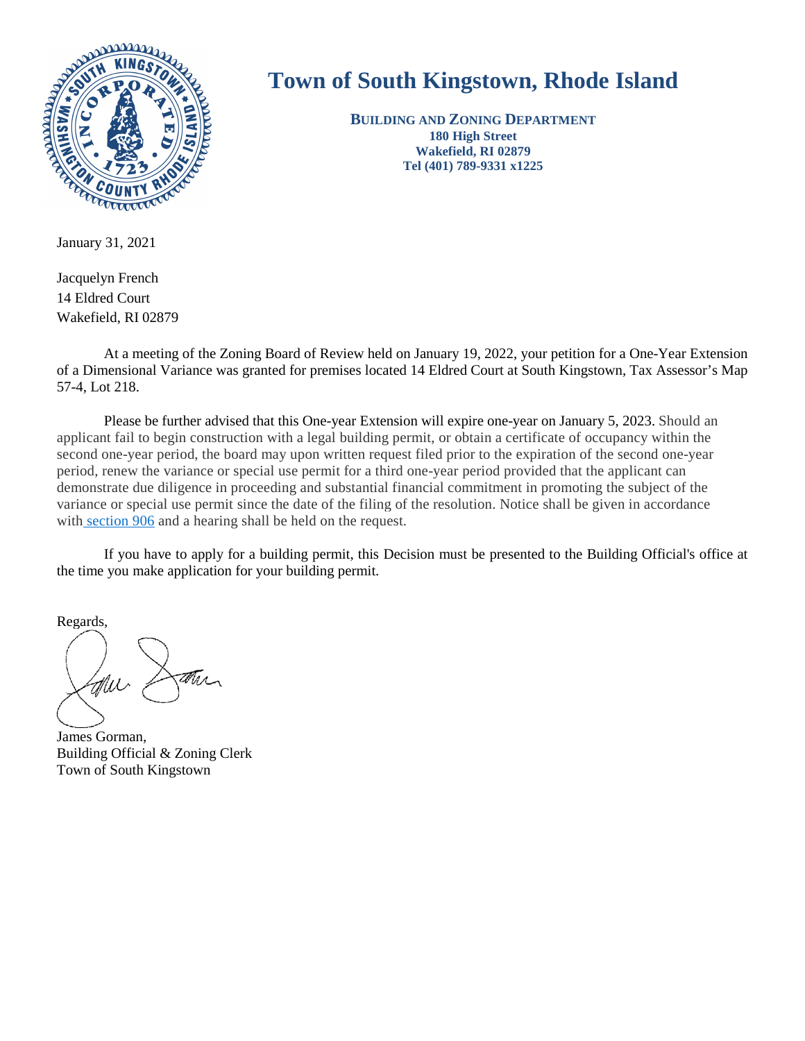# Town of South Kingstown, Rhode Island

**BUILDING AND ZONING DEPARTMENT**
**180 High Street**
**Wakefield, RI 02879**
**Tel (401) 789-9331 x1225**

January 31, 2021

Jacquelyn French
14 Eldred Court
Wakefield, RI 02879

At a meeting of the Zoning Board of Review held on January 19, 2022, your petition for a One-Year Extension of a Dimensional Variance was granted for premises located 14 Eldred Court at South Kingstown, Tax Assessor's Map 57-4, Lot 218.

Please be further advised that this One-year Extension will expire one-year on January 5, 2023. Should an applicant fail to begin construction with a legal building permit, or obtain a certificate of occupancy within the second one-year period, the board may upon written request filed prior to the expiration of the second one-year period, renew the variance or special use permit for a third one-year period provided that the applicant can demonstrate due diligence in proceeding and substantial financial commitment in promoting the subject of the variance or special use permit since the date of the filing of the resolution. Notice shall be given in accordance with section 906 and a hearing shall be held on the request.

If you have to apply for a building permit, this Decision must be presented to the Building Official's office at the time you make application for your building permit.

Regards,

James Gorman,
Building Official & Zoning Clerk
Town of South Kingstown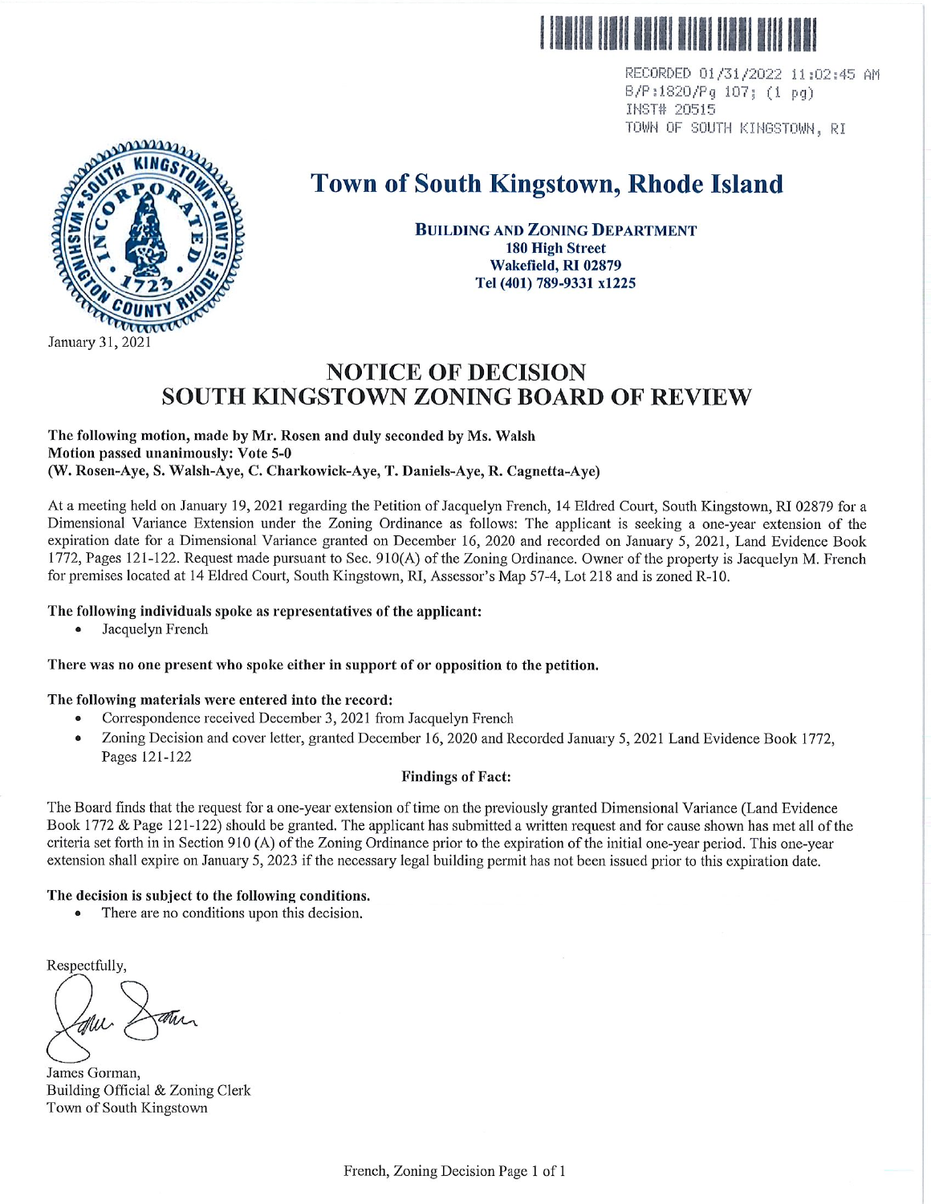RECORDED 01/31/2022 11:02:45 AM
B/P:1820/Pg 107; (1 pg)
INST# 20515
TOWN OF SOUTH KINGSTOWN, RI

# Town of South Kingstown, Rhode Island

**BUILDING AND ZONING DEPARTMENT**
**180 High Street**
**Wakefield, RI 02879**
**Tel (401) 789-9331 x1225**

January 31, 2021

## NOTICE OF DECISION
## SOUTH KINGSTOWN ZONING BOARD OF REVIEW

**The following motion, made by Mr. Rosen and duly seconded by Ms. Walsh**
**Motion passed unanimously: Vote 5-0**
**(W. Rosen-Aye, S. Walsh-Aye, C. Charkowick-Aye, T. Daniels-Aye, R. Cagnetta-Aye)**

At a meeting held on January 19, 2021 regarding the Petition of Jacquelyn French, 14 Eldred Court, South Kingstown, RI 02879 for a Dimensional Variance Extension under the Zoning Ordinance as follows: The applicant is seeking a one-year extension of the expiration date for a Dimensional Variance granted on December 16, 2020 and recorded on January 5, 2021, Land Evidence Book 1772, Pages 121-122. Request made pursuant to Sec. 910(A) of the Zoning Ordinance. Owner of the property is Jacquelyn M. French for premises located at 14 Eldred Court, South Kingstown, RI, Assessor's Map 57-4, Lot 218 and is zoned R-10.

**The following individuals spoke as representatives of the applicant:**

- Jacquelyn French

**There was no one present who spoke either in support of or opposition to the petition.**

**The following materials were entered into the record:**

- Correspondence received December 3, 2021 from Jacquelyn French
- Zoning Decision and cover letter, granted December 16, 2020 and Recorded January 5, 2021 Land Evidence Book 1772, Pages 121-122

**Findings of Fact:**

The Board finds that the request for a one-year extension of time on the previously granted Dimensional Variance (Land Evidence Book 1772 & Page 121-122) should be granted. The applicant has submitted a written request and for cause shown has met all of the criteria set forth in in Section 910 (A) of the Zoning Ordinance prior to the expiration of the initial one-year period. This one-year extension shall expire on January 5, 2023 if the necessary legal building permit has not been issued prior to this expiration date.

**The decision is subject to the following conditions.**

- There are no conditions upon this decision.

Respectfully,

James Gorman,
Building Official & Zoning Clerk
Town of South Kingstown